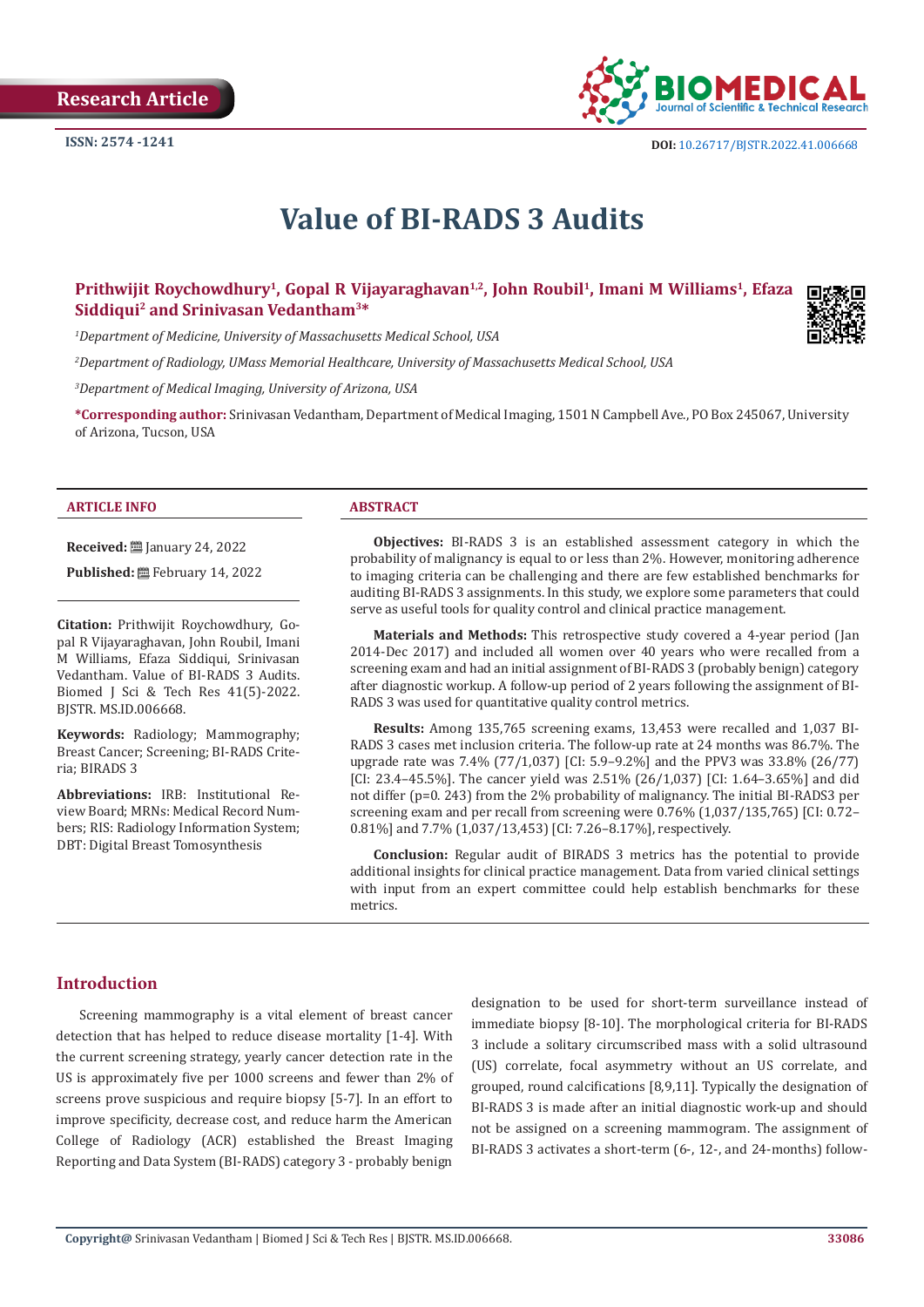Research Article

ISSN: 2574 -1241

DOI: 10.26717/BJSTR.2022.41.006668

# Value of BI-RADS 3 Audits

**Prithwijit Roychowdhury[1], Gopal R Vijayaraghavan[1,2], John Roubil[1], Imani M Williams[1], Efaza Siddiqui[2] and Srinivasan Vedantham[3]\***

*[1]Department of Medicine, University of Massachusetts Medical School, USA*

*[2]Department of Radiology, UMass Memorial Healthcare, University of Massachusetts Medical School, USA*

*[3]Department of Medical Imaging, University of Arizona, USA*

**\*Corresponding author:** Srinivasan Vedantham, Department of Medical Imaging, 1501 N Campbell Ave., PO Box 245067, University of Arizona, Tucson, USA

## ARTICLE INFO

**Received:** January 24, 2022

**Published:** February 14, 2022

**Citation:** Prithwijit Roychowdhury, Gopal R Vijayaraghavan, John Roubil, Imani M Williams, Efaza Siddiqui, Srinivasan Vedantham. Value of BI-RADS 3 Audits. Biomed J Sci & Tech Res 41(5)-2022. BJSTR. MS.ID.006668.

**Keywords:** Radiology; Mammography; Breast Cancer; Screening; BI-RADS Criteria; BIRADS 3

**Abbreviations:** IRB: Institutional Review Board; MRNs: Medical Record Numbers; RIS: Radiology Information System; DBT: Digital Breast Tomosynthesis

## ABSTRACT

**Objectives:** BI-RADS 3 is an established assessment category in which the probability of malignancy is equal to or less than 2%. However, monitoring adherence to imaging criteria can be challenging and there are few established benchmarks for auditing BI-RADS 3 assignments. In this study, we explore some parameters that could serve as useful tools for quality control and clinical practice management.

**Materials and Methods:** This retrospective study covered a 4-year period (Jan 2014-Dec 2017) and included all women over 40 years who were recalled from a screening exam and had an initial assignment of BI-RADS 3 (probably benign) category after diagnostic workup. A follow-up period of 2 years following the assignment of BI-RADS 3 was used for quantitative quality control metrics.

**Results:** Among 135,765 screening exams, 13,453 were recalled and 1,037 BI-RADS 3 cases met inclusion criteria. The follow-up rate at 24 months was 86.7%. The upgrade rate was 7.4% (77/1,037) [CI: 5.9–9.2%] and the PPV3 was 33.8% (26/77) [CI: 23.4–45.5%]. The cancer yield was 2.51% (26/1,037) [CI: 1.64–3.65%] and did not differ (p=0. 243) from the 2% probability of malignancy. The initial BI-RADS3 per screening exam and per recall from screening were 0.76% (1,037/135,765) [CI: 0.72–0.81%] and 7.7% (1,037/13,453) [CI: 7.26–8.17%], respectively.

**Conclusion:** Regular audit of BIRADS 3 metrics has the potential to provide additional insights for clinical practice management. Data from varied clinical settings with input from an expert committee could help establish benchmarks for these metrics.

## Introduction

Screening mammography is a vital element of breast cancer detection that has helped to reduce disease mortality [1-4]. With the current screening strategy, yearly cancer detection rate in the US is approximately five per 1000 screens and fewer than 2% of screens prove suspicious and require biopsy [5-7]. In an effort to improve specificity, decrease cost, and reduce harm the American College of Radiology (ACR) established the Breast Imaging Reporting and Data System (BI-RADS) category 3 - probably benign designation to be used for short-term surveillance instead of immediate biopsy [8-10]. The morphological criteria for BI-RADS 3 include a solitary circumscribed mass with a solid ultrasound (US) correlate, focal asymmetry without an US correlate, and grouped, round calcifications [8,9,11]. Typically the designation of BI-RADS 3 is made after an initial diagnostic work-up and should not be assigned on a screening mammogram. The assignment of BI-RADS 3 activates a short-term (6-, 12-, and 24-months) follow-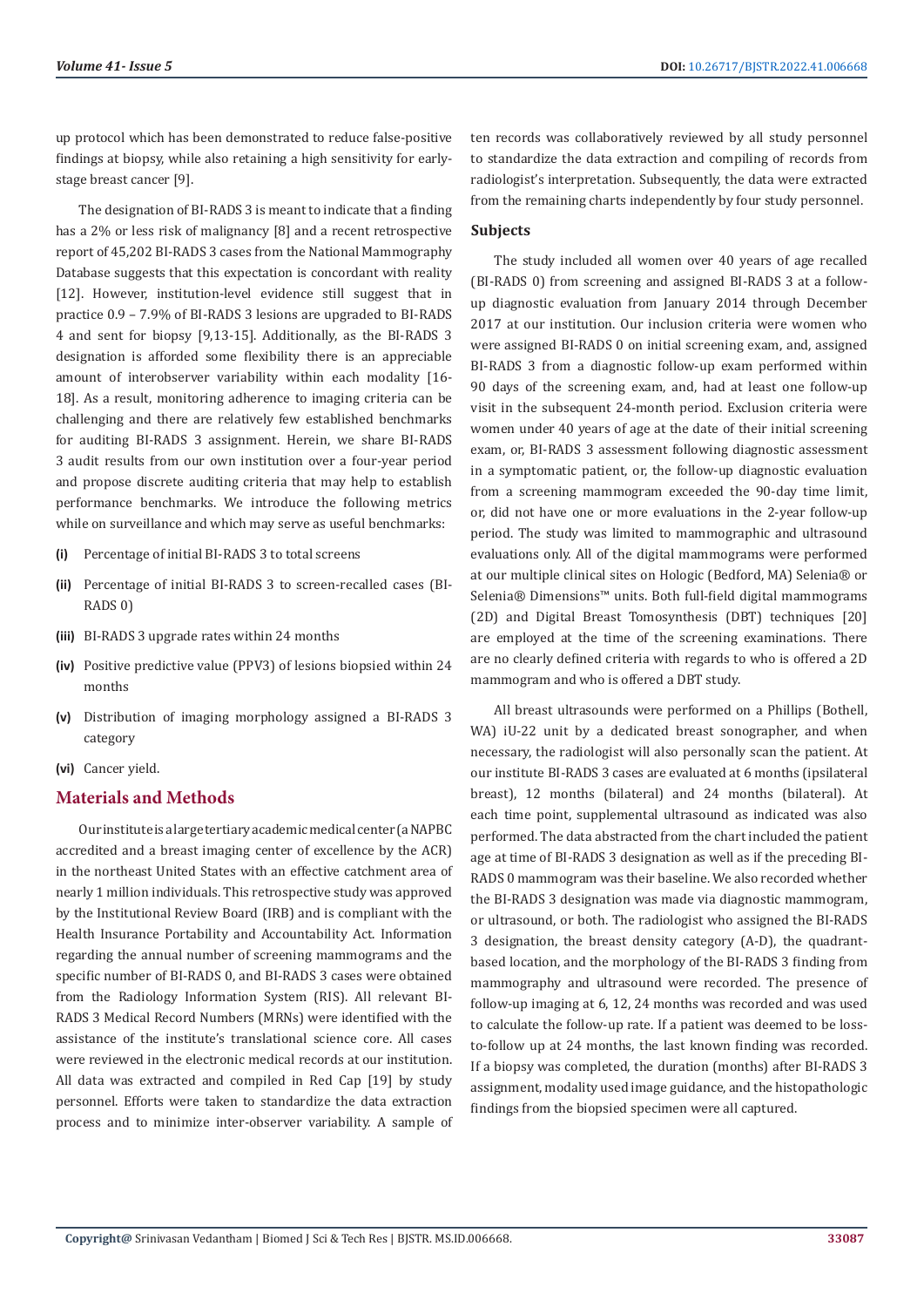up protocol which has been demonstrated to reduce false-positive findings at biopsy, while also retaining a high sensitivity for early-stage breast cancer [9].

The designation of BI-RADS 3 is meant to indicate that a finding has a 2% or less risk of malignancy [8] and a recent retrospective report of 45,202 BI-RADS 3 cases from the National Mammography Database suggests that this expectation is concordant with reality [12]. However, institution-level evidence still suggest that in practice 0.9 – 7.9% of BI-RADS 3 lesions are upgraded to BI-RADS 4 and sent for biopsy [9,13-15]. Additionally, as the BI-RADS 3 designation is afforded some flexibility there is an appreciable amount of interobserver variability within each modality [16-18]. As a result, monitoring adherence to imaging criteria can be challenging and there are relatively few established benchmarks for auditing BI-RADS 3 assignment. Herein, we share BI-RADS 3 audit results from our own institution over a four-year period and propose discrete auditing criteria that may help to establish performance benchmarks. We introduce the following metrics while on surveillance and which may serve as useful benchmarks:

- **(i)** Percentage of initial BI-RADS 3 to total screens
- **(ii)** Percentage of initial BI-RADS 3 to screen-recalled cases (BI-RADS 0)
- **(iii)** BI-RADS 3 upgrade rates within 24 months
- **(iv)** Positive predictive value (PPV3) of lesions biopsied within 24 months
- **(v)** Distribution of imaging morphology assigned a BI-RADS 3 category
- **(vi)** Cancer yield.

## Materials and Methods

Our institute is a large tertiary academic medical center (a NAPBC accredited and a breast imaging center of excellence by the ACR) in the northeast United States with an effective catchment area of nearly 1 million individuals. This retrospective study was approved by the Institutional Review Board (IRB) and is compliant with the Health Insurance Portability and Accountability Act. Information regarding the annual number of screening mammograms and the specific number of BI-RADS 0, and BI-RADS 3 cases were obtained from the Radiology Information System (RIS). All relevant BI-RADS 3 Medical Record Numbers (MRNs) were identified with the assistance of the institute's translational science core. All cases were reviewed in the electronic medical records at our institution. All data was extracted and compiled in Red Cap [19] by study personnel. Efforts were taken to standardize the data extraction process and to minimize inter-observer variability. A sample of ten records was collaboratively reviewed by all study personnel to standardize the data extraction and compiling of records from radiologist's interpretation. Subsequently, the data were extracted from the remaining charts independently by four study personnel.

### Subjects

The study included all women over 40 years of age recalled (BI-RADS 0) from screening and assigned BI-RADS 3 at a follow-up diagnostic evaluation from January 2014 through December 2017 at our institution. Our inclusion criteria were women who were assigned BI-RADS 0 on initial screening exam, and, assigned BI-RADS 3 from a diagnostic follow-up exam performed within 90 days of the screening exam, and, had at least one follow-up visit in the subsequent 24-month period. Exclusion criteria were women under 40 years of age at the date of their initial screening exam, or, BI-RADS 3 assessment following diagnostic assessment in a symptomatic patient, or, the follow-up diagnostic evaluation from a screening mammogram exceeded the 90-day time limit, or, did not have one or more evaluations in the 2-year follow-up period. The study was limited to mammographic and ultrasound evaluations only. All of the digital mammograms were performed at our multiple clinical sites on Hologic (Bedford, MA) Selenia® or Selenia® Dimensions™ units. Both full-field digital mammograms (2D) and Digital Breast Tomosynthesis (DBT) techniques [20] are employed at the time of the screening examinations. There are no clearly defined criteria with regards to who is offered a 2D mammogram and who is offered a DBT study.

All breast ultrasounds were performed on a Phillips (Bothell, WA) iU-22 unit by a dedicated breast sonographer, and when necessary, the radiologist will also personally scan the patient. At our institute BI-RADS 3 cases are evaluated at 6 months (ipsilateral breast), 12 months (bilateral) and 24 months (bilateral). At each time point, supplemental ultrasound as indicated was also performed. The data abstracted from the chart included the patient age at time of BI-RADS 3 designation as well as if the preceding BI-RADS 0 mammogram was their baseline. We also recorded whether the BI-RADS 3 designation was made via diagnostic mammogram, or ultrasound, or both. The radiologist who assigned the BI-RADS 3 designation, the breast density category (A-D), the quadrant-based location, and the morphology of the BI-RADS 3 finding from mammography and ultrasound were recorded. The presence of follow-up imaging at 6, 12, 24 months was recorded and was used to calculate the follow-up rate. If a patient was deemed to be loss-to-follow up at 24 months, the last known finding was recorded. If a biopsy was completed, the duration (months) after BI-RADS 3 assignment, modality used image guidance, and the histopathologic findings from the biopsied specimen were all captured.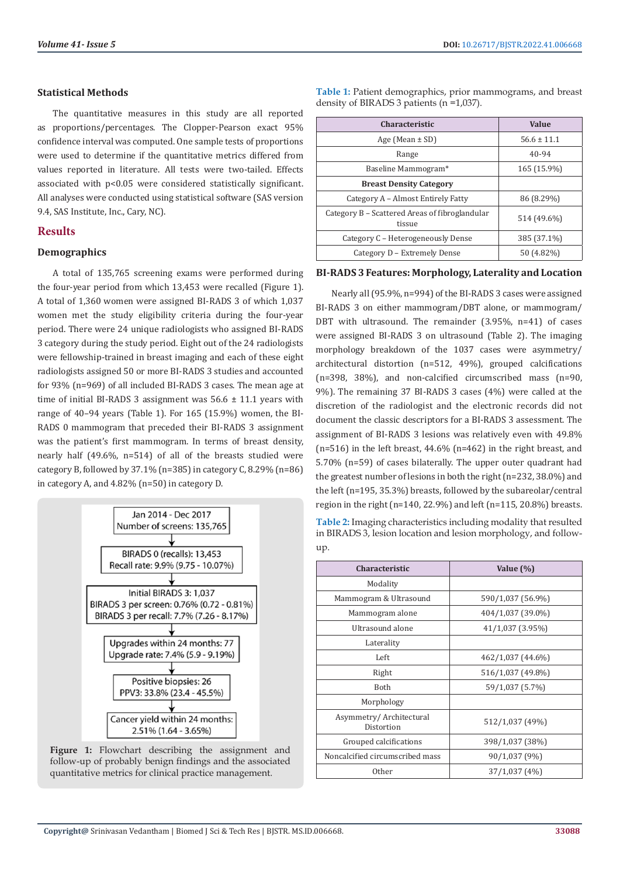### Statistical Methods

The quantitative measures in this study are all reported as proportions/percentages. The Clopper-Pearson exact 95% confidence interval was computed. One sample tests of proportions were used to determine if the quantitative metrics differed from values reported in literature. All tests were two-tailed. Effects associated with $p<0.05$ were considered statistically significant. All analyses were conducted using statistical software (SAS version 9.4, SAS Institute, Inc., Cary, NC).

## Results

### Demographics

A total of 135,765 screening exams were performed during the four-year period from which 13,453 were recalled (Figure 1). A total of 1,360 women were assigned BI-RADS 3 of which 1,037 women met the study eligibility criteria during the four-year period. There were 24 unique radiologists who assigned BI-RADS 3 category during the study period. Eight out of the 24 radiologists were fellowship-trained in breast imaging and each of these eight radiologists assigned 50 or more BI-RADS 3 studies and accounted for 93% (n=969) of all included BI-RADS 3 cases. The mean age at time of initial BI-RADS 3 assignment was 56.6 ± 11.1 years with range of 40–94 years (Table 1). For 165 (15.9%) women, the BI-RADS 0 mammogram that preceded their BI-RADS 3 assignment was the patient's first mammogram. In terms of breast density, nearly half (49.6%, n=514) of all of the breasts studied were category B, followed by 37.1% (n=385) in category C, 8.29% (n=86) in category A, and 4.82% (n=50) in category D.

Jan 2014 - Dec 2017
Number of screens: 135,765

BIRADS 0 (recalls): 13,453
Recall rate: 9.9% (9.75 - 10.07%)

Initial BIRADS 3: 1,037
BIRADS 3 per screen: 0.76% (0.72 - 0.81%)
BIRADS 3 per recall: 7.7% (7.26 - 8.17%)

Upgrades within 24 months: 77
Upgrade rate: 7.4% (5.9 - 9.19%)

Positive biopsies: 26
PPV3: 33.8% (23.4 - 45.5%)

Cancer yield within 24 months:
2.51% (1.64 - 3.65%)

**Figure 1:** Flowchart describing the assignment and follow-up of probably benign findings and the associated quantitative metrics for clinical practice management.

**Table 1:** Patient demographics, prior mammograms, and breast density of BIRADS 3 patients (n =1,037).

| Characteristic | Value |
|---|---|
| Age (Mean ± SD) | 56.6 ± 11.1 |
| Range | 40-94 |
| Baseline Mammogram* | 165 (15.9%) |
| **Breast Density Category** | |
| Category A – Almost Entirely Fatty | 86 (8.29%) |
| Category B – Scattered Areas of fibroglandular tissue | 514 (49.6%) |
| Category C – Heterogeneously Dense | 385 (37.1%) |
| Category D – Extremely Dense | 50 (4.82%) |

### BI-RADS 3 Features: Morphology, Laterality and Location

Nearly all (95.9%, n=994) of the BI-RADS 3 cases were assigned BI-RADS 3 on either mammogram/DBT alone, or mammogram/DBT with ultrasound. The remainder (3.95%, n=41) of cases were assigned BI-RADS 3 on ultrasound (Table 2). The imaging morphology breakdown of the 1037 cases were asymmetry/architectural distortion (n=512, 49%), grouped calcifications (n=398, 38%), and non-calcified circumscribed mass (n=90, 9%). The remaining 37 BI-RADS 3 cases (4%) were called at the discretion of the radiologist and the electronic records did not document the classic descriptors for a BI-RADS 3 assessment. The assignment of BI-RADS 3 lesions was relatively even with 49.8% (n=516) in the left breast, 44.6% (n=462) in the right breast, and 5.70% (n=59) of cases bilaterally. The upper outer quadrant had the greatest number of lesions in both the right (n=232, 38.0%) and the left (n=195, 35.3%) breasts, followed by the subareolar/central region in the right (n=140, 22.9%) and left (n=115, 20.8%) breasts.

**Table 2:** Imaging characteristics including modality that resulted in BIRADS 3, lesion location and lesion morphology, and follow-up.

| Characteristic | Value (%) |
|---|---|
| Modality | |
| Mammogram & Ultrasound | 590/1,037 (56.9%) |
| Mammogram alone | 404/1,037 (39.0%) |
| Ultrasound alone | 41/1,037 (3.95%) |
| Laterality | |
| Left | 462/1,037 (44.6%) |
| Right | 516/1,037 (49.8%) |
| Both | 59/1,037 (5.7%) |
| Morphology | |
| Asymmetry/ Architectural Distortion | 512/1,037 (49%) |
| Grouped calcifications | 398/1,037 (38%) |
| Noncalcified circumscribed mass | 90/1,037 (9%) |
| Other | 37/1,037 (4%) |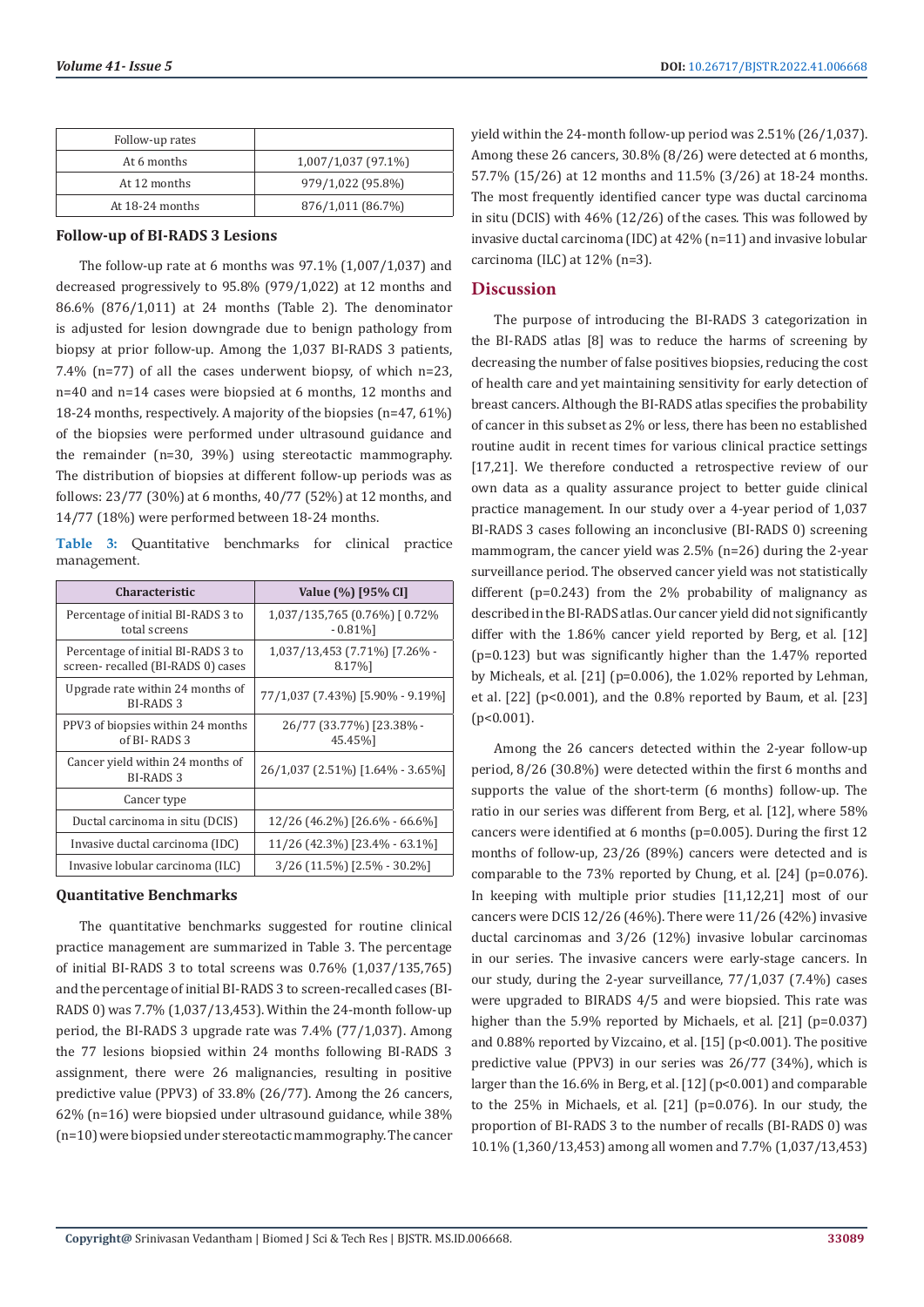| Follow-up rates | |
|---|---|
| At 6 months | 1,007/1,037 (97.1%) |
| At 12 months | 979/1,022 (95.8%) |
| At 18-24 months | 876/1,011 (86.7%) |

### Follow-up of BI-RADS 3 Lesions

The follow-up rate at 6 months was 97.1% (1,007/1,037) and decreased progressively to 95.8% (979/1,022) at 12 months and 86.6% (876/1,011) at 24 months (Table 2). The denominator is adjusted for lesion downgrade due to benign pathology from biopsy at prior follow-up. Among the 1,037 BI-RADS 3 patients, 7.4% (n=77) of all the cases underwent biopsy, of which n=23, n=40 and n=14 cases were biopsied at 6 months, 12 months and 18-24 months, respectively. A majority of the biopsies (n=47, 61%) of the biopsies were performed under ultrasound guidance and the remainder (n=30, 39%) using stereotactic mammography. The distribution of biopsies at different follow-up periods was as follows: 23/77 (30%) at 6 months, 40/77 (52%) at 12 months, and 14/77 (18%) were performed between 18-24 months.

**Table 3:** Quantitative benchmarks for clinical practice management.

| Characteristic | Value (%) [95% CI] |
|---|---|
| Percentage of initial BI-RADS 3 to total screens | 1,037/135,765 (0.76%) [ 0.72% - 0.81%] |
| Percentage of initial BI-RADS 3 to screen- recalled (BI-RADS 0) cases | 1,037/13,453 (7.71%) [7.26% - 8.17%] |
| Upgrade rate within 24 months of BI-RADS 3 | 77/1,037 (7.43%) [5.90% - 9.19%] |
| PPV3 of biopsies within 24 months of BI- RADS 3 | 26/77 (33.77%) [23.38% - 45.45%] |
| Cancer yield within 24 months of BI-RADS 3 | 26/1,037 (2.51%) [1.64% - 3.65%] |
| Cancer type | |
| Ductal carcinoma in situ (DCIS) | 12/26 (46.2%) [26.6% - 66.6%] |
| Invasive ductal carcinoma (IDC) | 11/26 (42.3%) [23.4% - 63.1%] |
| Invasive lobular carcinoma (ILC) | 3/26 (11.5%) [2.5% - 30.2%] |

### Quantitative Benchmarks

The quantitative benchmarks suggested for routine clinical practice management are summarized in Table 3. The percentage of initial BI-RADS 3 to total screens was 0.76% (1,037/135,765) and the percentage of initial BI-RADS 3 to screen-recalled cases (BI-RADS 0) was 7.7% (1,037/13,453). Within the 24-month follow-up period, the BI-RADS 3 upgrade rate was 7.4% (77/1,037). Among the 77 lesions biopsied within 24 months following BI-RADS 3 assignment, there were 26 malignancies, resulting in positive predictive value (PPV3) of 33.8% (26/77). Among the 26 cancers, 62% (n=16) were biopsied under ultrasound guidance, while 38% (n=10) were biopsied under stereotactic mammography. The cancer yield within the 24-month follow-up period was 2.51% (26/1,037). Among these 26 cancers, 30.8% (8/26) were detected at 6 months, 57.7% (15/26) at 12 months and 11.5% (3/26) at 18-24 months. The most frequently identified cancer type was ductal carcinoma in situ (DCIS) with 46% (12/26) of the cases. This was followed by invasive ductal carcinoma (IDC) at 42% (n=11) and invasive lobular carcinoma (ILC) at 12% (n=3).

## Discussion

The purpose of introducing the BI-RADS 3 categorization in the BI-RADS atlas [8] was to reduce the harms of screening by decreasing the number of false positives biopsies, reducing the cost of health care and yet maintaining sensitivity for early detection of breast cancers. Although the BI-RADS atlas specifies the probability of cancer in this subset as 2% or less, there has been no established routine audit in recent times for various clinical practice settings [17,21]. We therefore conducted a retrospective review of our own data as a quality assurance project to better guide clinical practice management. In our study over a 4-year period of 1,037 BI-RADS 3 cases following an inconclusive (BI-RADS 0) screening mammogram, the cancer yield was 2.5% (n=26) during the 2-year surveillance period. The observed cancer yield was not statistically different ($p=0.243$) from the 2% probability of malignancy as described in the BI-RADS atlas. Our cancer yield did not significantly differ with the 1.86% cancer yield reported by Berg, et al. [12] ($p=0.123$) but was significantly higher than the 1.47% reported by Micheals, et al. [21] ($p=0.006$), the 1.02% reported by Lehman, et al. [22] ($p<0.001$), and the 0.8% reported by Baum, et al. [23] ($p<0.001$).

Among the 26 cancers detected within the 2-year follow-up period, 8/26 (30.8%) were detected within the first 6 months and supports the value of the short-term (6 months) follow-up. The ratio in our series was different from Berg, et al. [12], where 58% cancers were identified at 6 months ($p=0.005$). During the first 12 months of follow-up, 23/26 (89%) cancers were detected and is comparable to the 73% reported by Chung, et al. [24] ($p=0.076$). In keeping with multiple prior studies [11,12,21] most of our cancers were DCIS 12/26 (46%). There were 11/26 (42%) invasive ductal carcinomas and 3/26 (12%) invasive lobular carcinomas in our series. The invasive cancers were early-stage cancers. In our study, during the 2-year surveillance, 77/1,037 (7.4%) cases were upgraded to BIRADS 4/5 and were biopsied. This rate was higher than the 5.9% reported by Michaels, et al. [21] ($p=0.037$) and 0.88% reported by Vizcaino, et al. [15] ($p<0.001$). The positive predictive value (PPV3) in our series was 26/77 (34%), which is larger than the 16.6% in Berg, et al. [12] ($p<0.001$) and comparable to the 25% in Michaels, et al. [21] ($p=0.076$). In our study, the proportion of BI-RADS 3 to the number of recalls (BI-RADS 0) was 10.1% (1,360/13,453) among all women and 7.7% (1,037/13,453)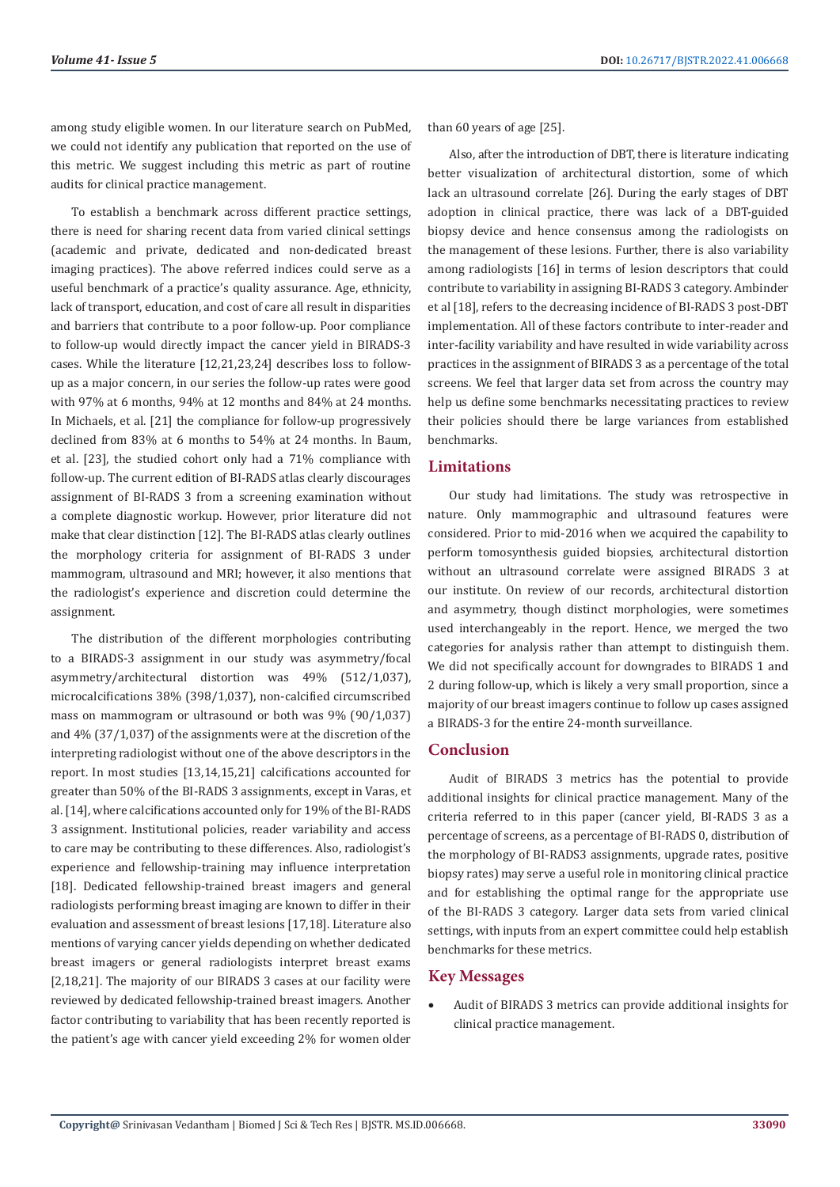among study eligible women. In our literature search on PubMed, we could not identify any publication that reported on the use of this metric. We suggest including this metric as part of routine audits for clinical practice management.

To establish a benchmark across different practice settings, there is need for sharing recent data from varied clinical settings (academic and private, dedicated and non-dedicated breast imaging practices). The above referred indices could serve as a useful benchmark of a practice's quality assurance. Age, ethnicity, lack of transport, education, and cost of care all result in disparities and barriers that contribute to a poor follow-up. Poor compliance to follow-up would directly impact the cancer yield in BIRADS-3 cases. While the literature [12,21,23,24] describes loss to follow-up as a major concern, in our series the follow-up rates were good with 97% at 6 months, 94% at 12 months and 84% at 24 months. In Michaels, et al. [21] the compliance for follow-up progressively declined from 83% at 6 months to 54% at 24 months. In Baum, et al. [23], the studied cohort only had a 71% compliance with follow-up. The current edition of BI-RADS atlas clearly discourages assignment of BI-RADS 3 from a screening examination without a complete diagnostic workup. However, prior literature did not make that clear distinction [12]. The BI-RADS atlas clearly outlines the morphology criteria for assignment of BI-RADS 3 under mammogram, ultrasound and MRI; however, it also mentions that the radiologist's experience and discretion could determine the assignment.

The distribution of the different morphologies contributing to a BIRADS-3 assignment in our study was asymmetry/focal asymmetry/architectural distortion was 49% (512/1,037), microcalcifications 38% (398/1,037), non-calcified circumscribed mass on mammogram or ultrasound or both was 9% (90/1,037) and 4% (37/1,037) of the assignments were at the discretion of the interpreting radiologist without one of the above descriptors in the report. In most studies [13,14,15,21] calcifications accounted for greater than 50% of the BI-RADS 3 assignments, except in Varas, et al. [14], where calcifications accounted only for 19% of the BI-RADS 3 assignment. Institutional policies, reader variability and access to care may be contributing to these differences. Also, radiologist's experience and fellowship-training may influence interpretation [18]. Dedicated fellowship-trained breast imagers and general radiologists performing breast imaging are known to differ in their evaluation and assessment of breast lesions [17,18]. Literature also mentions of varying cancer yields depending on whether dedicated breast imagers or general radiologists interpret breast exams [2,18,21]. The majority of our BIRADS 3 cases at our facility were reviewed by dedicated fellowship-trained breast imagers. Another factor contributing to variability that has been recently reported is the patient's age with cancer yield exceeding 2% for women older than 60 years of age [25].

Also, after the introduction of DBT, there is literature indicating better visualization of architectural distortion, some of which lack an ultrasound correlate [26]. During the early stages of DBT adoption in clinical practice, there was lack of a DBT-guided biopsy device and hence consensus among the radiologists on the management of these lesions. Further, there is also variability among radiologists [16] in terms of lesion descriptors that could contribute to variability in assigning BI-RADS 3 category. Ambinder et al [18], refers to the decreasing incidence of BI-RADS 3 post-DBT implementation. All of these factors contribute to inter-reader and inter-facility variability and have resulted in wide variability across practices in the assignment of BIRADS 3 as a percentage of the total screens. We feel that larger data set from across the country may help us define some benchmarks necessitating practices to review their policies should there be large variances from established benchmarks.

## Limitations

Our study had limitations. The study was retrospective in nature. Only mammographic and ultrasound features were considered. Prior to mid-2016 when we acquired the capability to perform tomosynthesis guided biopsies, architectural distortion without an ultrasound correlate were assigned BIRADS 3 at our institute. On review of our records, architectural distortion and asymmetry, though distinct morphologies, were sometimes used interchangeably in the report. Hence, we merged the two categories for analysis rather than attempt to distinguish them. We did not specifically account for downgrades to BIRADS 1 and 2 during follow-up, which is likely a very small proportion, since a majority of our breast imagers continue to follow up cases assigned a BIRADS-3 for the entire 24-month surveillance.

## Conclusion

Audit of BIRADS 3 metrics has the potential to provide additional insights for clinical practice management. Many of the criteria referred to in this paper (cancer yield, BI-RADS 3 as a percentage of screens, as a percentage of BI-RADS 0, distribution of the morphology of BI-RADS3 assignments, upgrade rates, positive biopsy rates) may serve a useful role in monitoring clinical practice and for establishing the optimal range for the appropriate use of the BI-RADS 3 category. Larger data sets from varied clinical settings, with inputs from an expert committee could help establish benchmarks for these metrics.

## Key Messages

- Audit of BIRADS 3 metrics can provide additional insights for clinical practice management.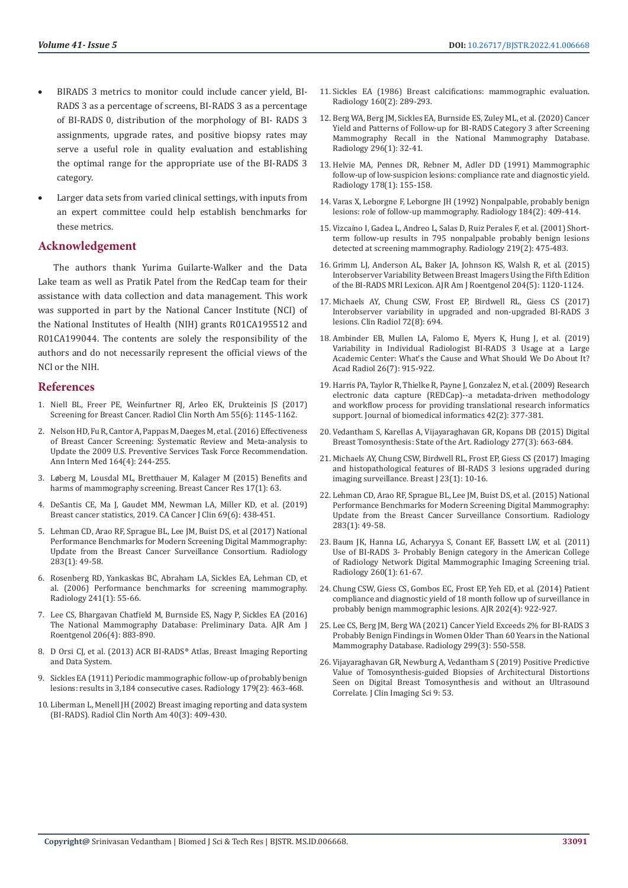- BIRADS 3 metrics to monitor could include cancer yield, BI-RADS 3 as a percentage of screens, BI-RADS 3 as a percentage of BI-RADS 0, distribution of the morphology of BI- RADS 3 assignments, upgrade rates, and positive biopsy rates may serve a useful role in quality evaluation and establishing the optimal range for the appropriate use of the BI-RADS 3 category.
- Larger data sets from varied clinical settings, with inputs from an expert committee could help establish benchmarks for these metrics.

## Acknowledgement

The authors thank Yurima Guilarte-Walker and the Data Lake team as well as Pratik Patel from the RedCap team for their assistance with data collection and data management. This work was supported in part by the National Cancer Institute (NCI) of the National Institutes of Health (NIH) grants R01CA195512 and R01CA199044. The contents are solely the responsibility of the authors and do not necessarily represent the official views of the NCI or the NIH.

## References

1. Niell BL, Freer PE, Weinfurtner RJ, Arleo EK, Drukteinis JS (2017) Screening for Breast Cancer. Radiol Clin North Am 55(6): 1145-1162.
2. Nelson HD, Fu R, Cantor A, Pappas M, Daeges M, et al. (2016) Effectiveness of Breast Cancer Screening: Systematic Review and Meta-analysis to Update the 2009 U.S. Preventive Services Task Force Recommendation. Ann Intern Med 164(4): 244-255.
3. Løberg M, Lousdal ML, Bretthauer M, Kalager M (2015) Benefits and harms of mammography screening. Breast Cancer Res 17(1): 63.
4. DeSantis CE, Ma J, Gaudet MM, Newman LA, Miller KD, et al. (2019) Breast cancer statistics, 2019. CA Cancer J Clin 69(6): 438-451.
5. Lehman CD, Arao RF, Sprague BL, Lee JM, Buist DS, et al (2017) National Performance Benchmarks for Modern Screening Digital Mammography: Update from the Breast Cancer Surveillance Consortium. Radiology 283(1): 49-58.
6. Rosenberg RD, Yankaskas BC, Abraham LA, Sickles EA, Lehman CD, et al. (2006) Performance benchmarks for screening mammography. Radiology 241(1): 55-66.
7. Lee CS, Bhargavan Chatfield M, Burnside ES, Nagy P, Sickles EA (2016) The National Mammography Database: Preliminary Data. AJR Am J Roentgenol 206(4): 883-890.
8. D Orsi CJ, et al. (2013) ACR BI-RADS® Atlas, Breast Imaging Reporting and Data System.
9. Sickles EA (1911) Periodic mammographic follow-up of probably benign lesions: results in 3,184 consecutive cases. Radiology 179(2): 463-468.
10. Liberman L, Menell JH (2002) Breast imaging reporting and data system (BI-RADS). Radiol Clin North Am 40(3): 409-430.
11. Sickles EA (1986) Breast calcifications: mammographic evaluation. Radiology 160(2): 289-293.
12. Berg WA, Berg JM, Sickles EA, Burnside ES, Zuley ML, et al. (2020) Cancer Yield and Patterns of Follow-up for BI-RADS Category 3 after Screening Mammography Recall in the National Mammography Database. Radiology 296(1): 32-41.
13. Helvie MA, Pennes DR, Rebner M, Adler DD (1991) Mammographic follow-up of low-suspicion lesions: compliance rate and diagnostic yield. Radiology 178(1): 155-158.
14. Varas X, Leborgne F, Leborgne JH (1992) Nonpalpable, probably benign lesions: role of follow-up mammography. Radiology 184(2): 409-414.
15. Vizcaíno I, Gadea L, Andreo L, Salas D, Ruiz Perales F, et al. (2001) Short-term follow-up results in 795 nonpalpable probably benign lesions detected at screening mammography. Radiology 219(2): 475-483.
16. Grimm LJ, Anderson AL, Baker JA, Johnson KS, Walsh R, et al. (2015) Interobserver Variability Between Breast Imagers Using the Fifth Edition of the BI-RADS MRI Lexicon. AJR Am J Roentgenol 204(5): 1120-1124.
17. Michaels AY, Chung CSW, Frost EP, Birdwell RL, Giess CS (2017) Interobserver variability in upgraded and non-upgraded BI-RADS 3 lesions. Clin Radiol 72(8): 694.
18. Ambinder EB, Mullen LA, Falomo E, Myers K, Hung J, et al. (2019) Variability in Individual Radiologist BI-RADS 3 Usage at a Large Academic Center: What's the Cause and What Should We Do About It? Acad Radiol 26(7): 915-922.
19. Harris PA, Taylor R, Thielke R, Payne J, Gonzalez N, et al. (2009) Research electronic data capture (REDCap)--a metadata-driven methodology and workflow process for providing translational research informatics support. Journal of biomedical informatics 42(2): 377-381.
20. Vedantham S, Karellas A, Vijayaraghavan GR, Kopans DB (2015) Digital Breast Tomosynthesis: State of the Art. Radiology 277(3): 663-684.
21. Michaels AY, Chung CSW, Birdwell RL, Frost EP, Giess CS (2017) Imaging and histopathological features of BI-RADS 3 lesions upgraded during imaging surveillance. Breast J 23(1): 10-16.
22. Lehman CD, Arao RF, Sprague BL, Lee JM, Buist DS, et al. (2015) National Performance Benchmarks for Modern Screening Digital Mammography: Update from the Breast Cancer Surveillance Consortium. Radiology 283(1): 49-58.
23. Baum JK, Hanna LG, Acharyya S, Conant EF, Bassett LW, et al. (2011) Use of BI-RADS 3- Probably Benign category in the American College of Radiology Network Digital Mammographic Imaging Screening trial. Radiology 260(1): 61-67.
24. Chung CSW, Giess CS, Gombos EC, Frost EP, Yeh ED, et al. (2014) Patient compliance and diagnostic yield of 18 month follow up of surveillance in probably benign mammographic lesions. AJR 202(4): 922-927.
25. Lee CS, Berg JM, Berg WA (2021) Cancer Yield Exceeds 2% for BI-RADS 3 Probably Benign Findings in Women Older Than 60 Years in the National Mammography Database. Radiology 299(3): 550-558.
26. Vijayaraghavan GR, Newburg A, Vedantham S (2019) Positive Predictive Value of Tomosynthesis-guided Biopsies of Architectural Distortions Seen on Digital Breast Tomosynthesis and without an Ultrasound Correlate. J Clin Imaging Sci 9: 53.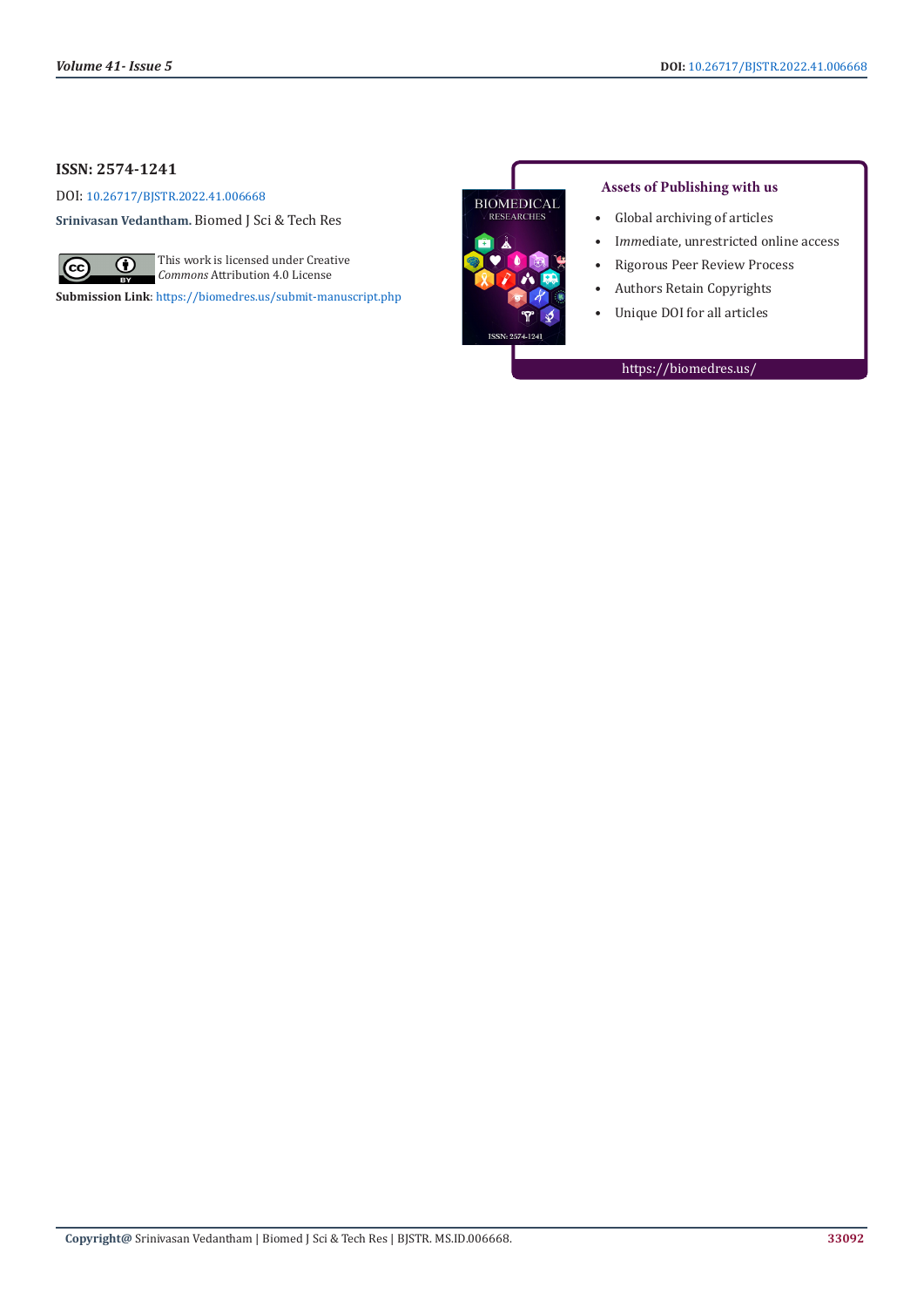**ISSN: 2574-1241**

DOI: 10.26717/BJSTR.2022.41.006668

**Srinivasan Vedantham.** Biomed J Sci & Tech Res

This work is licensed under Creative *Commons* Attribution 4.0 License

**Submission Link**: https://biomedres.us/submit-manuscript.php

**Assets of Publishing with us**

- Global archiving of articles
- Immediate, unrestricted online access
- Rigorous Peer Review Process
- Authors Retain Copyrights
- Unique DOI for all articles

https://biomedres.us/